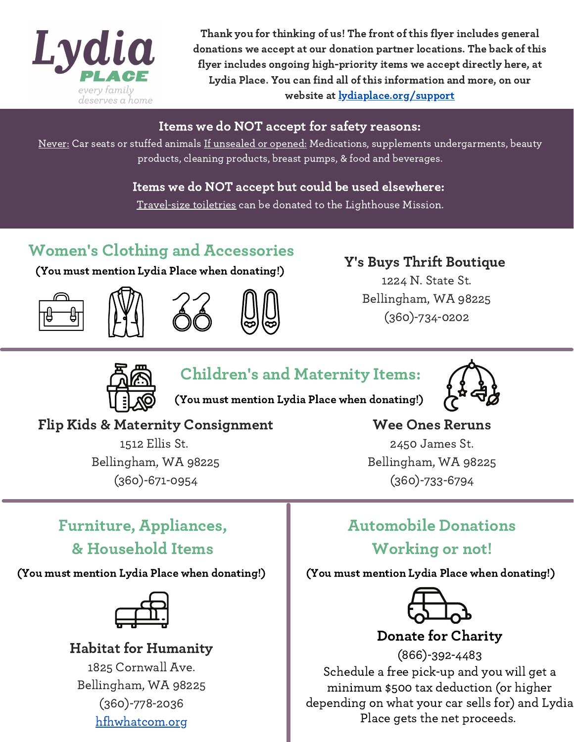# Lydia PLACE

*every family deserves a home*

**Thank you for thinking of us! The front of this flyer includes general donations we accept at our donation partner locations. The back of this flyer includes ongoing high-priority items we accept directly here, at Lydia Place. You can find all of this information and more, on our website at [lydiaplace.org/support](lydiaplace.org/support)**

## Items we do NOT accept for safety reasons:

Never: Car seats or stuffed animals If unsealed or opened: Medications, supplements undergarments, beauty products, cleaning products, breast pumps, & food and beverages.

## Items we do NOT accept but could be used elsewhere:

Travel-size toiletries can be donated to the Lighthouse Mission.

## Women's Clothing and Accessories

**(You must mention Lydia Place when donating!)**

### Y's Buys Thrift Boutique

1224 N. State St.
Bellingham, WA 98225
(360)-734-0202

## Children's and Maternity Items:

**(You must mention Lydia Place when donating!)**

### Flip Kids & Maternity Consignment

1512 Ellis St.
Bellingham, WA 98225
(360)-671-0954

### Wee Ones Reruns

2450 James St.
Bellingham, WA 98225
(360)-733-6794

## Furniture, Appliances, & Household Items

**(You must mention Lydia Place when donating!)**

### Habitat for Humanity

1825 Cornwall Ave.
Bellingham, WA 98225
(360)-778-2036
[hfhwhatcom.org](hfhwhatcom.org)

## Automobile Donations Working or not!

**(You must mention Lydia Place when donating!)**

### Donate for Charity

(866)-392-4483

Schedule a free pick-up and you will get a minimum $500 tax deduction (or higher depending on what your car sells for) and Lydia Place gets the net proceeds.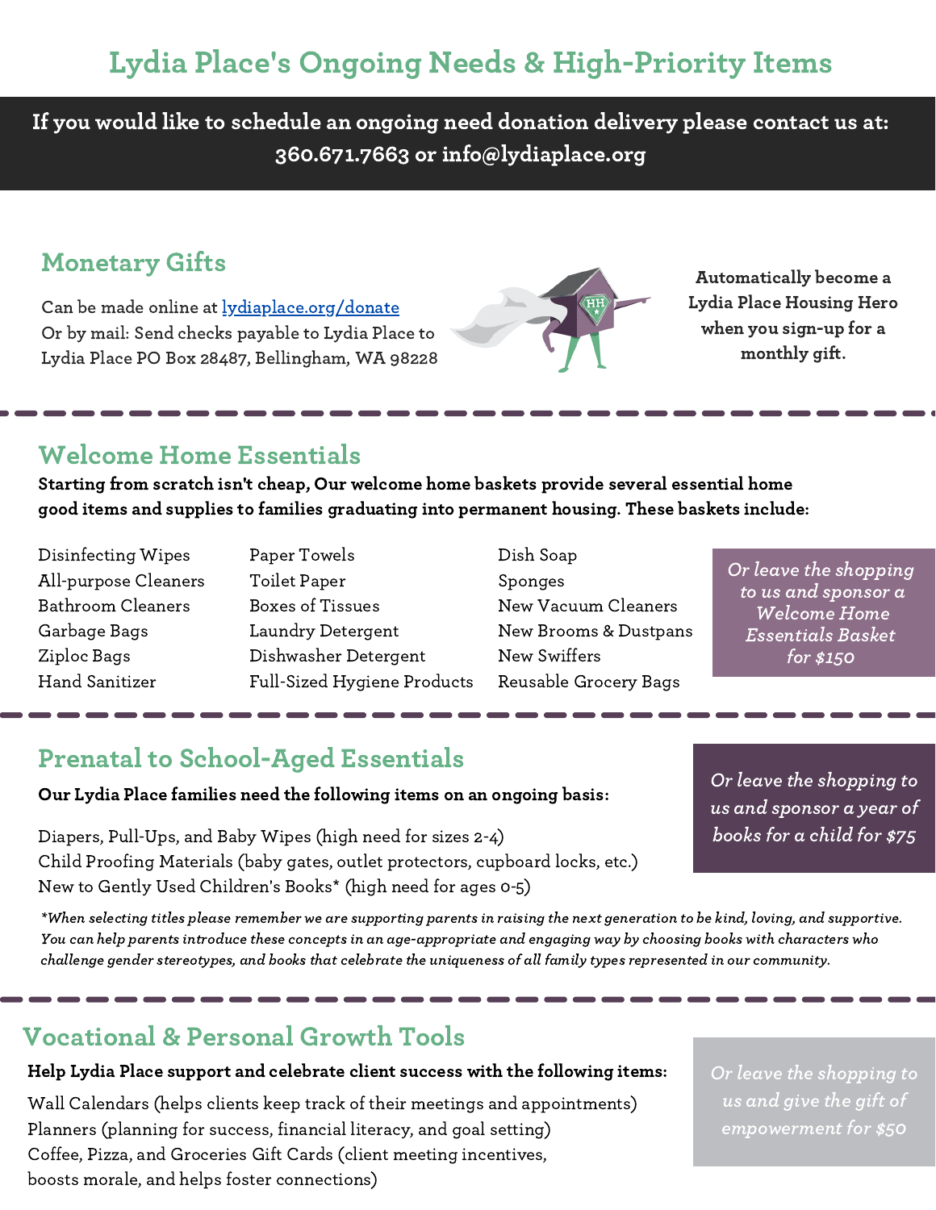# Lydia Place's Ongoing Needs & High-Priority Items

**If you would like to schedule an ongoing need donation delivery please contact us at: 360.671.7663 or info@lydiaplace.org**

## Monetary Gifts

Can be made online at lydiaplace.org/donate
Or by mail: Send checks payable to Lydia Place to Lydia Place PO Box 28487, Bellingham, WA 98228

**Automatically become a Lydia Place Housing Hero when you sign-up for a monthly gift.**

## Welcome Home Essentials

**Starting from scratch isn't cheap, Our welcome home baskets provide several essential home good items and supplies to families graduating into permanent housing. These baskets include:**

- Disinfecting Wipes
- All-purpose Cleaners
- Bathroom Cleaners
- Garbage Bags
- Ziploc Bags
- Hand Sanitizer
- Paper Towels
- Toilet Paper
- Boxes of Tissues
- Laundry Detergent
- Dishwasher Detergent
- Full-Sized Hygiene Products
- Dish Soap
- Sponges
- New Vacuum Cleaners
- New Brooms & Dustpans
- New Swiffers
- Reusable Grocery Bags

*Or leave the shopping to us and sponsor a Welcome Home Essentials Basket for $150*

## Prenatal to School-Aged Essentials

**Our Lydia Place families need the following items on an ongoing basis:**

Diapers, Pull-Ups, and Baby Wipes (high need for sizes 2-4)
Child Proofing Materials (baby gates, outlet protectors, cupboard locks, etc.)
New to Gently Used Children's Books* (high need for ages 0-5)

*Or leave the shopping to us and sponsor a year of books for a child for $75*

**When selecting titles please remember we are supporting parents in raising the next generation to be kind, loving, and supportive. You can help parents introduce these concepts in an age-appropriate and engaging way by choosing books with characters who challenge gender stereotypes, and books that celebrate the uniqueness of all family types represented in our community.*

## Vocational & Personal Growth Tools

**Help Lydia Place support and celebrate client success with the following items:**

Wall Calendars (helps clients keep track of their meetings and appointments)
Planners (planning for success, financial literacy, and goal setting)
Coffee, Pizza, and Groceries Gift Cards (client meeting incentives, boosts morale, and helps foster connections)

*Or leave the shopping to us and give the gift of empowerment for $50*